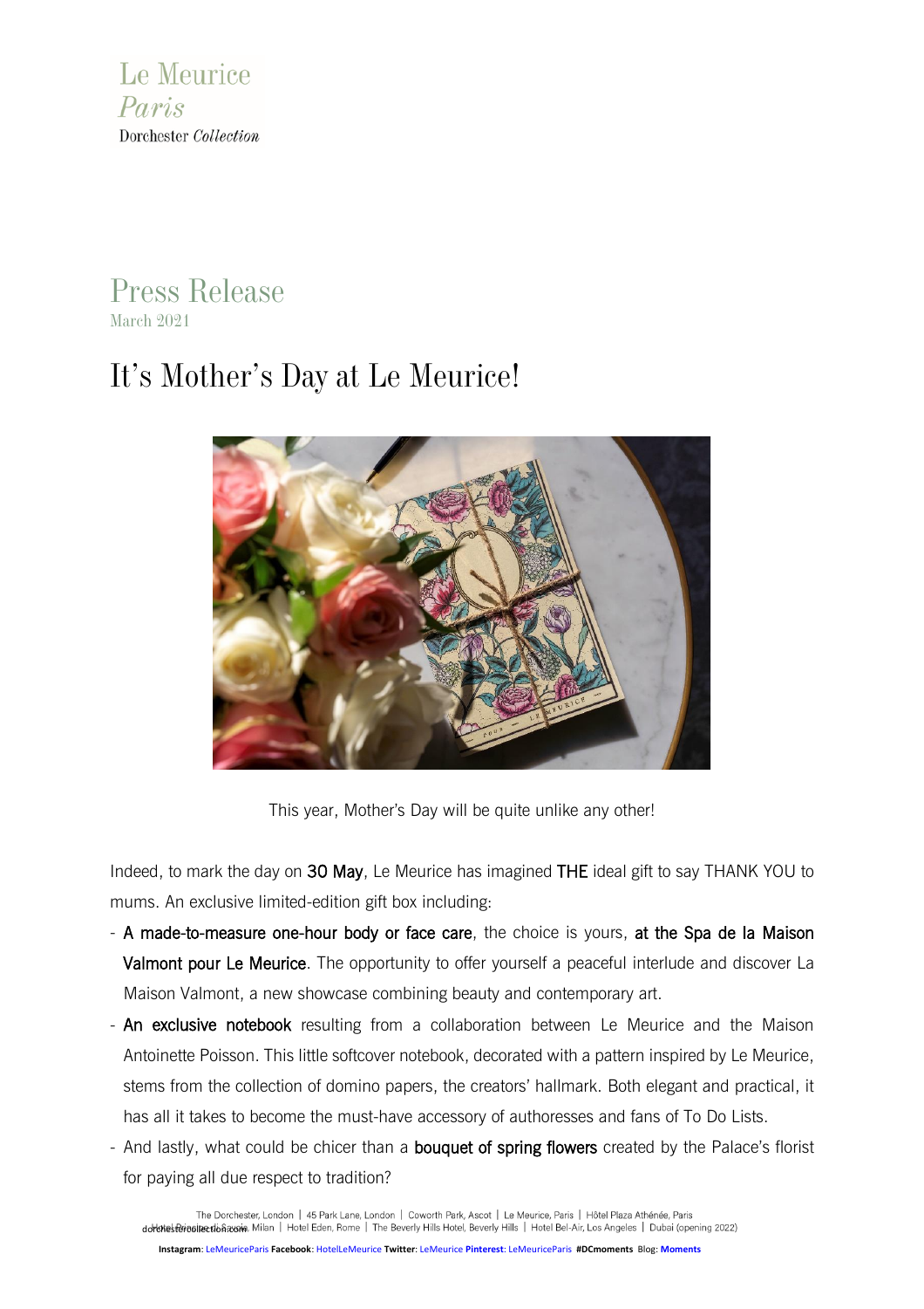Le Meurice
*Paris*
Dorchester *Collection*

# Press Release

March 2021

## It's Mother's Day at Le Meurice!

This year, Mother's Day will be quite unlike any other!

Indeed, to mark the day on **30 May**, Le Meurice has imagined **THE** ideal gift to say THANK YOU to mums. An exclusive limited-edition gift box including:

- **A made-to-measure one-hour body or face care**, the choice is yours, **at the Spa de la Maison Valmont pour Le Meurice**. The opportunity to offer yourself a peaceful interlude and discover La Maison Valmont, a new showcase combining beauty and contemporary art.
- **An exclusive notebook** resulting from a collaboration between Le Meurice and the Maison Antoinette Poisson. This little softcover notebook, decorated with a pattern inspired by Le Meurice, stems from the collection of domino papers, the creators' hallmark. Both elegant and practical, it has all it takes to become the must-have accessory of authoresses and fans of To Do Lists.
- And lastly, what could be chicer than a **bouquet of spring flowers** created by the Palace's florist for paying all due respect to tradition?

The Dorchester, London | 45 Park Lane, London | Coworth Park, Ascot | Le Meurice, Paris | Hôtel Plaza Athénée, Paris
Hotel Principe di Savoia, Milan | Hotel Eden, Rome | The Beverly Hills Hotel, Beverly Hills | Hotel Bel-Air, Los Angeles | Dubai (opening 2022)
dorchestercollection.com

**Instagram**: LeMeuriceParis **Facebook**: HotelLeMeurice **Twitter**: LeMeurice **Pinterest**: LeMeuriceParis **#DCmoments** Blog: **Moments**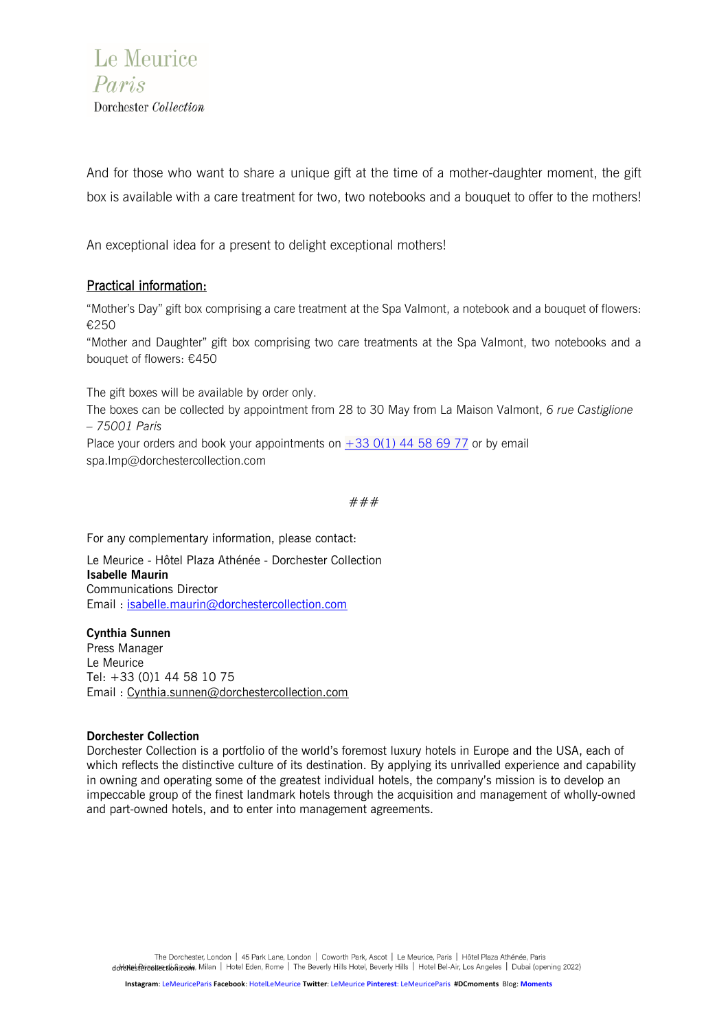Le Meurice
*Paris*
Dorchester *Collection*

And for those who want to share a unique gift at the time of a mother-daughter moment, the gift box is available with a care treatment for two, two notebooks and a bouquet to offer to the mothers!

An exceptional idea for a present to delight exceptional mothers!

## Practical information:

"Mother's Day" gift box comprising a care treatment at the Spa Valmont, a notebook and a bouquet of flowers: €250

"Mother and Daughter" gift box comprising two care treatments at the Spa Valmont, two notebooks and a bouquet of flowers: €450

The gift boxes will be available by order only.

The boxes can be collected by appointment from 28 to 30 May from La Maison Valmont, *6 rue Castiglione – 75001 Paris*

Place your orders and book your appointments on +33 0(1) 44 58 69 77 or by email spa.lmp@dorchestercollection.com

###

For any complementary information, please contact:

Le Meurice - Hôtel Plaza Athénée - Dorchester Collection
**Isabelle Maurin**
Communications Director
Email : isabelle.maurin@dorchestercollection.com

**Cynthia Sunnen**
Press Manager
Le Meurice
Tel: +33 (0)1 44 58 10 75
Email : Cynthia.sunnen@dorchestercollection.com

**Dorchester Collection**
Dorchester Collection is a portfolio of the world's foremost luxury hotels in Europe and the USA, each of which reflects the distinctive culture of its destination. By applying its unrivalled experience and capability in owning and operating some of the greatest individual hotels, the company's mission is to develop an impeccable group of the finest landmark hotels through the acquisition and management of wholly-owned and part-owned hotels, and to enter into management agreements.

The Dorchester, London | 45 Park Lane, London | Coworth Park, Ascot | Le Meurice, Paris | Hôtel Plaza Athénée, Paris
Hotel Principe di Savoia, Milan | Hotel Eden, Rome | The Beverly Hills Hotel, Beverly Hills | Hotel Bel-Air, Los Angeles | Dubai (opening 2022)
dorchestercollection.com

**Instagram**: LeMeuriceParis **Facebook**: HotelLeMeurice **Twitter**: LeMeurice **Pinterest**: LeMeuriceParis **#DCmoments** Blog: **Moments**